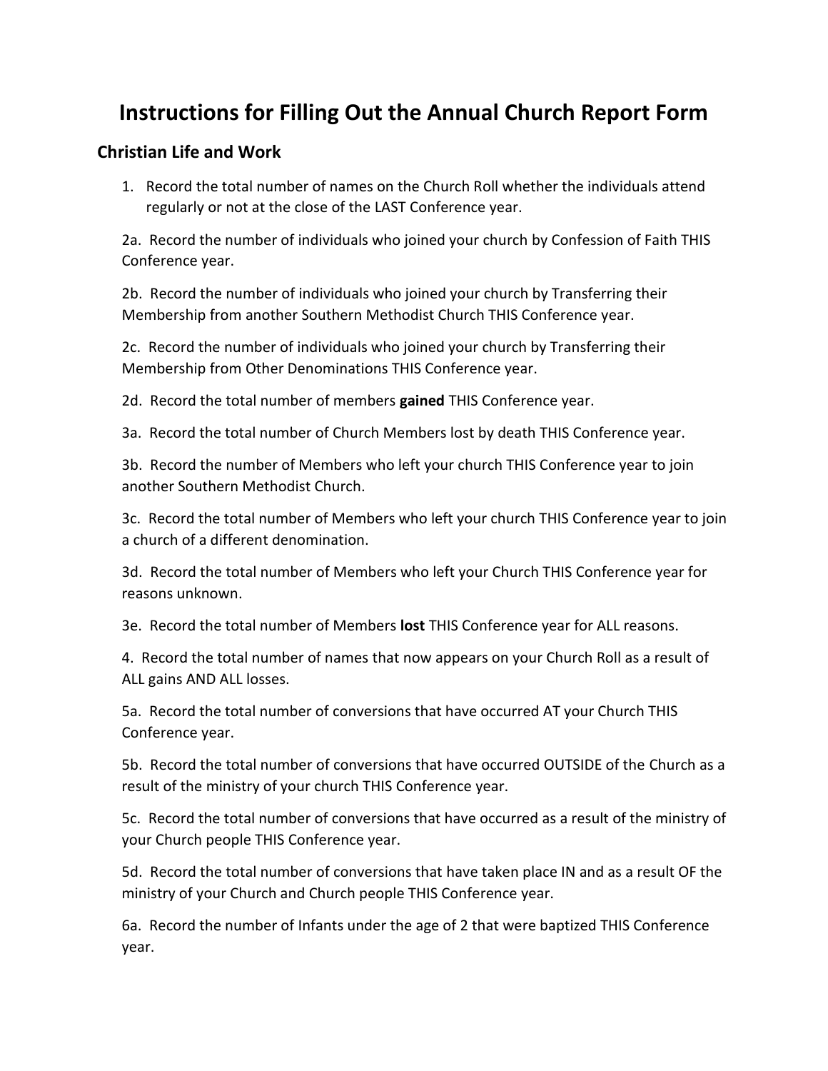# Instructions for Filling Out the Annual Church Report Form

## Christian Life and Work

1. Record the total number of names on the Church Roll whether the individuals attend regularly or not at the close of the LAST Conference year.

2a. Record the number of individuals who joined your church by Confession of Faith THIS Conference year.

2b. Record the number of individuals who joined your church by Transferring their Membership from another Southern Methodist Church THIS Conference year.

2c. Record the number of individuals who joined your church by Transferring their Membership from Other Denominations THIS Conference year.

2d. Record the total number of members **gained** THIS Conference year.

3a. Record the total number of Church Members lost by death THIS Conference year.

3b. Record the number of Members who left your church THIS Conference year to join another Southern Methodist Church.

3c. Record the total number of Members who left your church THIS Conference year to join a church of a different denomination.

3d. Record the total number of Members who left your Church THIS Conference year for reasons unknown.

3e. Record the total number of Members **lost** THIS Conference year for ALL reasons.

4. Record the total number of names that now appears on your Church Roll as a result of ALL gains AND ALL losses.

5a. Record the total number of conversions that have occurred AT your Church THIS Conference year.

5b. Record the total number of conversions that have occurred OUTSIDE of the Church as a result of the ministry of your church THIS Conference year.

5c. Record the total number of conversions that have occurred as a result of the ministry of your Church people THIS Conference year.

5d. Record the total number of conversions that have taken place IN and as a result OF the ministry of your Church and Church people THIS Conference year.

6a. Record the number of Infants under the age of 2 that were baptized THIS Conference year.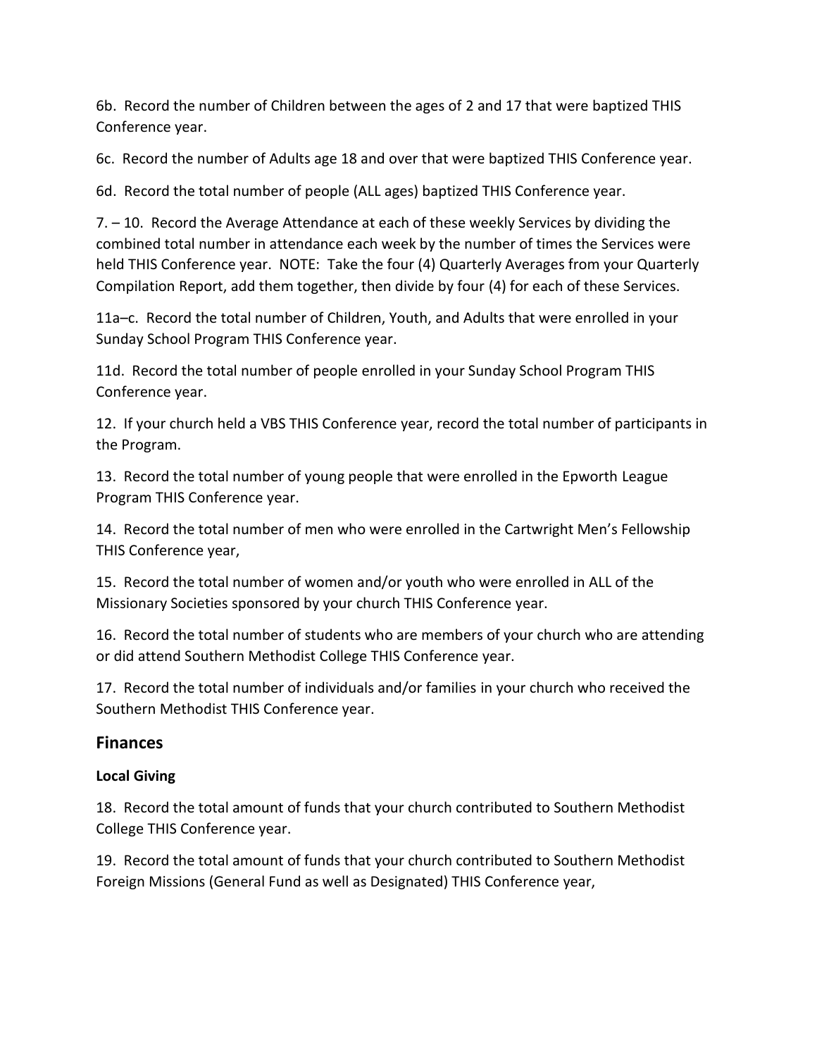6b. Record the number of Children between the ages of 2 and 17 that were baptized THIS Conference year.

6c. Record the number of Adults age 18 and over that were baptized THIS Conference year.

6d. Record the total number of people (ALL ages) baptized THIS Conference year.

7. – 10. Record the Average Attendance at each of these weekly Services by dividing the combined total number in attendance each week by the number of times the Services were held THIS Conference year. NOTE: Take the four (4) Quarterly Averages from your Quarterly Compilation Report, add them together, then divide by four (4) for each of these Services.

11a–c. Record the total number of Children, Youth, and Adults that were enrolled in your Sunday School Program THIS Conference year.

11d. Record the total number of people enrolled in your Sunday School Program THIS Conference year.

12. If your church held a VBS THIS Conference year, record the total number of participants in the Program.

13. Record the total number of young people that were enrolled in the Epworth League Program THIS Conference year.

14. Record the total number of men who were enrolled in the Cartwright Men's Fellowship THIS Conference year,

15. Record the total number of women and/or youth who were enrolled in ALL of the Missionary Societies sponsored by your church THIS Conference year.

16. Record the total number of students who are members of your church who are attending or did attend Southern Methodist College THIS Conference year.

17. Record the total number of individuals and/or families in your church who received the Southern Methodist THIS Conference year.

## Finances

### Local Giving

18. Record the total amount of funds that your church contributed to Southern Methodist College THIS Conference year.

19. Record the total amount of funds that your church contributed to Southern Methodist Foreign Missions (General Fund as well as Designated) THIS Conference year,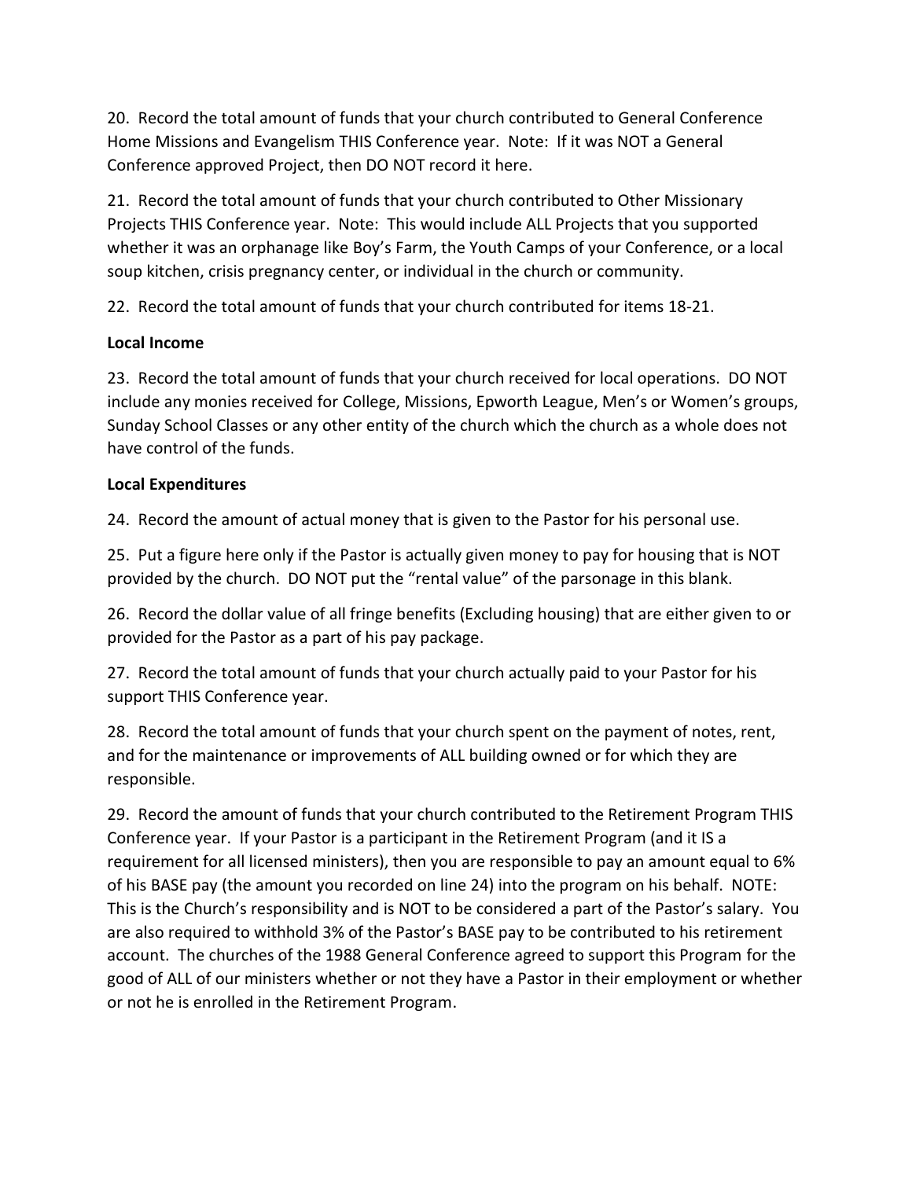20. Record the total amount of funds that your church contributed to General Conference Home Missions and Evangelism THIS Conference year. Note: If it was NOT a General Conference approved Project, then DO NOT record it here.

21. Record the total amount of funds that your church contributed to Other Missionary Projects THIS Conference year. Note: This would include ALL Projects that you supported whether it was an orphanage like Boy's Farm, the Youth Camps of your Conference, or a local soup kitchen, crisis pregnancy center, or individual in the church or community.

22. Record the total amount of funds that your church contributed for items 18-21.

**Local Income**

23. Record the total amount of funds that your church received for local operations. DO NOT include any monies received for College, Missions, Epworth League, Men's or Women's groups, Sunday School Classes or any other entity of the church which the church as a whole does not have control of the funds.

**Local Expenditures**

24. Record the amount of actual money that is given to the Pastor for his personal use.

25. Put a figure here only if the Pastor is actually given money to pay for housing that is NOT provided by the church. DO NOT put the "rental value" of the parsonage in this blank.

26. Record the dollar value of all fringe benefits (Excluding housing) that are either given to or provided for the Pastor as a part of his pay package.

27. Record the total amount of funds that your church actually paid to your Pastor for his support THIS Conference year.

28. Record the total amount of funds that your church spent on the payment of notes, rent, and for the maintenance or improvements of ALL building owned or for which they are responsible.

29. Record the amount of funds that your church contributed to the Retirement Program THIS Conference year. If your Pastor is a participant in the Retirement Program (and it IS a requirement for all licensed ministers), then you are responsible to pay an amount equal to 6% of his BASE pay (the amount you recorded on line 24) into the program on his behalf. NOTE: This is the Church's responsibility and is NOT to be considered a part of the Pastor's salary. You are also required to withhold 3% of the Pastor's BASE pay to be contributed to his retirement account. The churches of the 1988 General Conference agreed to support this Program for the good of ALL of our ministers whether or not they have a Pastor in their employment or whether or not he is enrolled in the Retirement Program.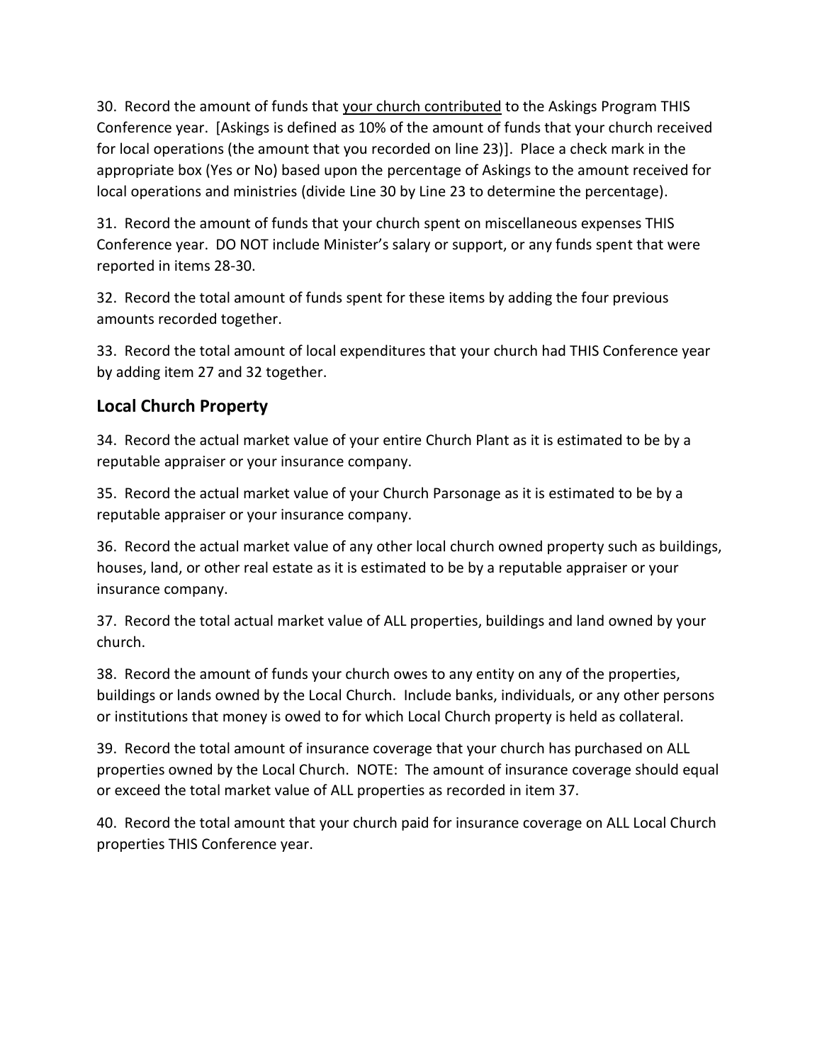30. Record the amount of funds that <u>your church contributed</u> to the Askings Program THIS Conference year. [Askings is defined as 10% of the amount of funds that your church received for local operations (the amount that you recorded on line 23)]. Place a check mark in the appropriate box (Yes or No) based upon the percentage of Askings to the amount received for local operations and ministries (divide Line 30 by Line 23 to determine the percentage).

31. Record the amount of funds that your church spent on miscellaneous expenses THIS Conference year. DO NOT include Minister's salary or support, or any funds spent that were reported in items 28-30.

32. Record the total amount of funds spent for these items by adding the four previous amounts recorded together.

33. Record the total amount of local expenditures that your church had THIS Conference year by adding item 27 and 32 together.

## Local Church Property

34. Record the actual market value of your entire Church Plant as it is estimated to be by a reputable appraiser or your insurance company.

35. Record the actual market value of your Church Parsonage as it is estimated to be by a reputable appraiser or your insurance company.

36. Record the actual market value of any other local church owned property such as buildings, houses, land, or other real estate as it is estimated to be by a reputable appraiser or your insurance company.

37. Record the total actual market value of ALL properties, buildings and land owned by your church.

38. Record the amount of funds your church owes to any entity on any of the properties, buildings or lands owned by the Local Church. Include banks, individuals, or any other persons or institutions that money is owed to for which Local Church property is held as collateral.

39. Record the total amount of insurance coverage that your church has purchased on ALL properties owned by the Local Church. NOTE: The amount of insurance coverage should equal or exceed the total market value of ALL properties as recorded in item 37.

40. Record the total amount that your church paid for insurance coverage on ALL Local Church properties THIS Conference year.